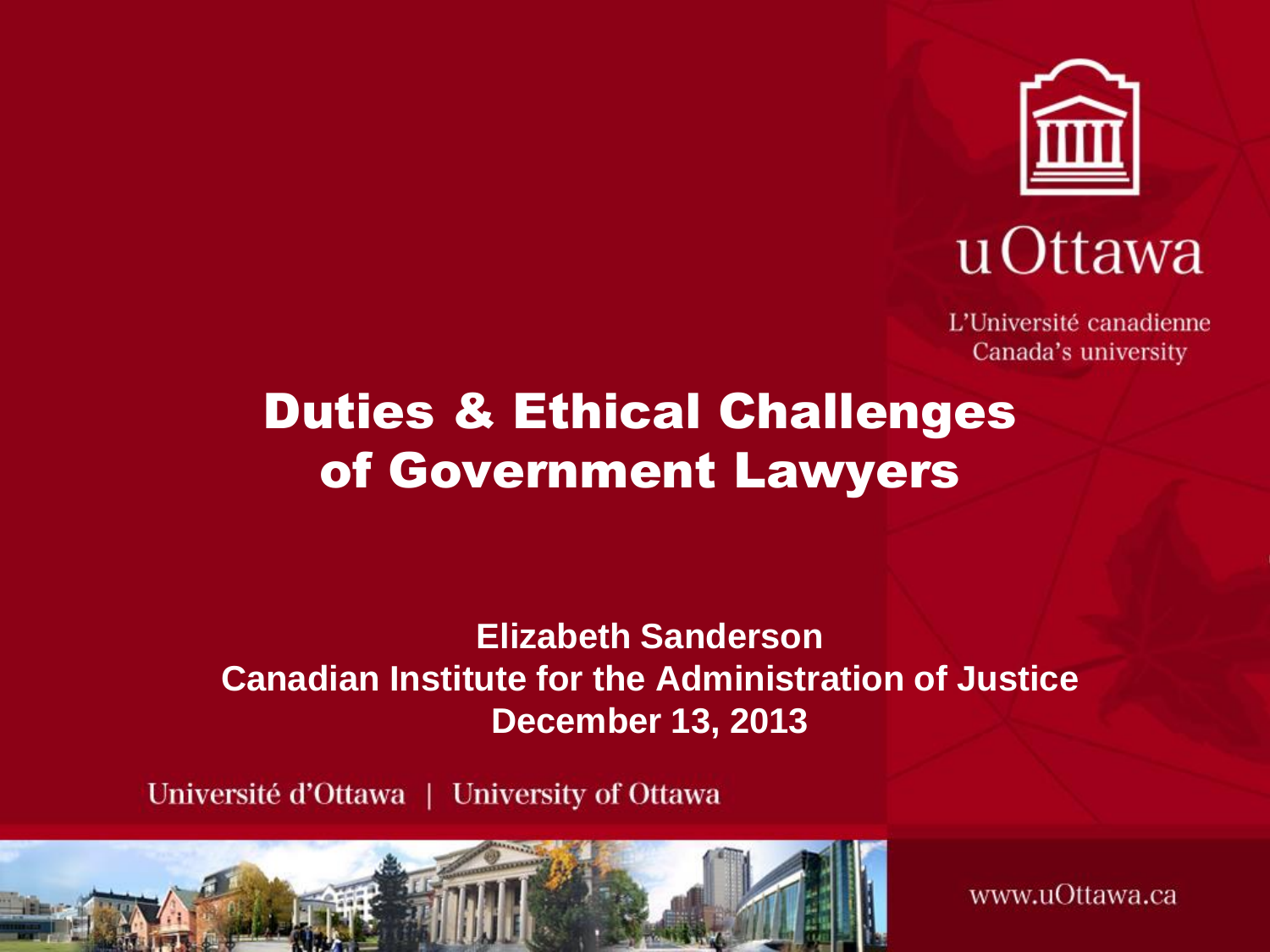uOttawa

L'Université canadienne
Canada's university

# Duties & Ethical Challenges of Government Lawyers

**Elizabeth Sanderson**
**Canadian Institute for the Administration of Justice**
**December 13, 2013**

Université d'Ottawa | University of Ottawa

www.uOttawa.ca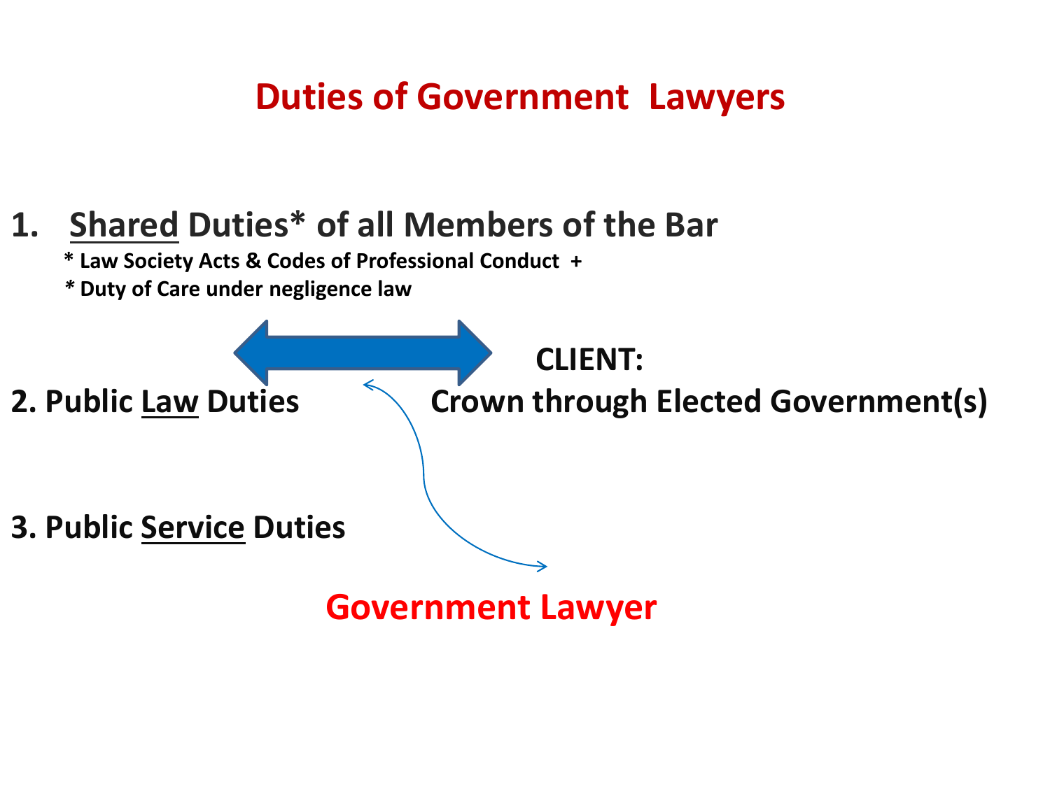# Duties of Government Lawyers

1. <u>Shared</u> Duties* of all Members of the Bar

   * Law Society Acts & Codes of Professional Conduct +
   * Duty of Care under negligence law

2. Public <u>Law</u> Duties

**CLIENT:**
**Crown through Elected Government(s)**

3. Public <u>Service</u> Duties

**Government Lawyer**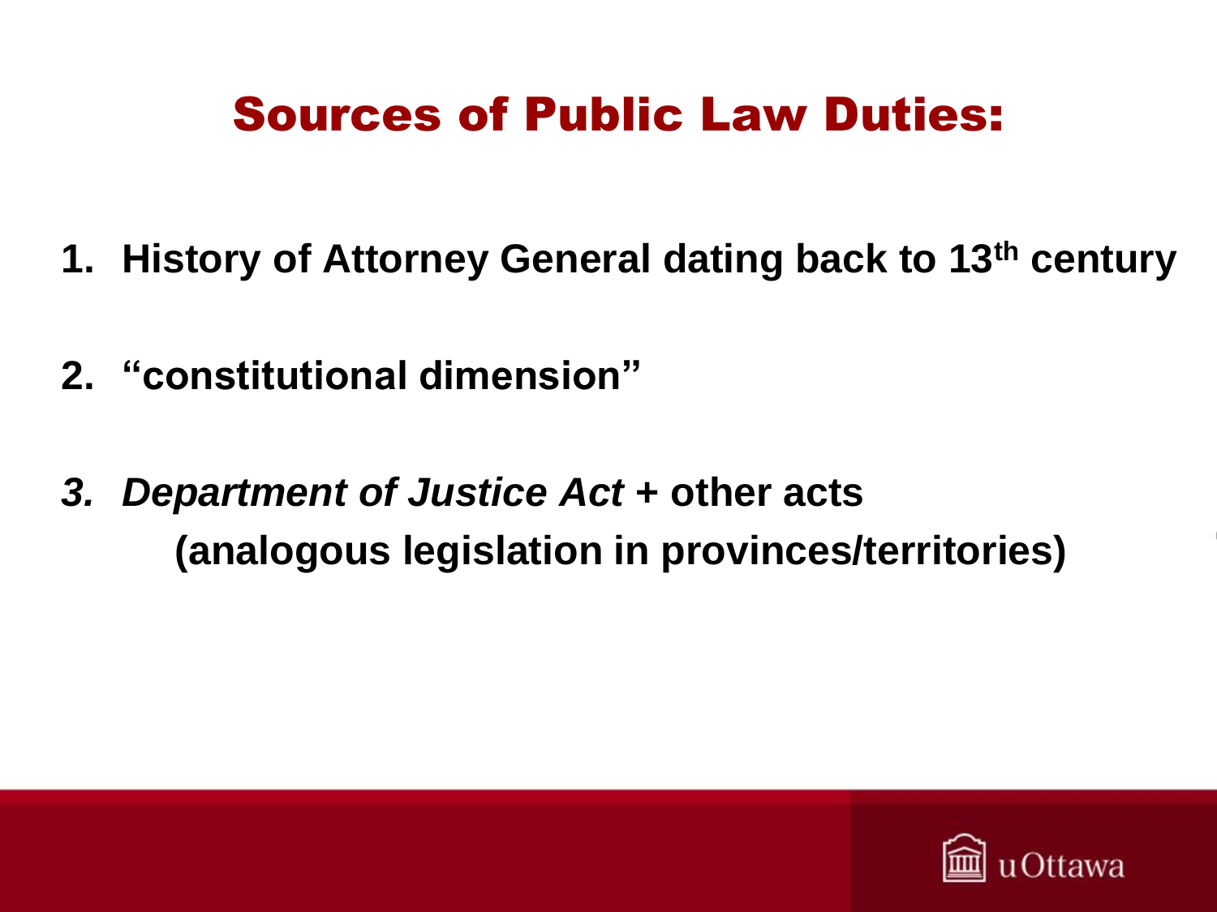# Sources of Public Law Duties:

1. **History of Attorney General dating back to 13th century**

2. **"constitutional dimension"**

3. ***Department of Justice Act*** **+ other acts**
   **(analogous legislation in provinces/territories)**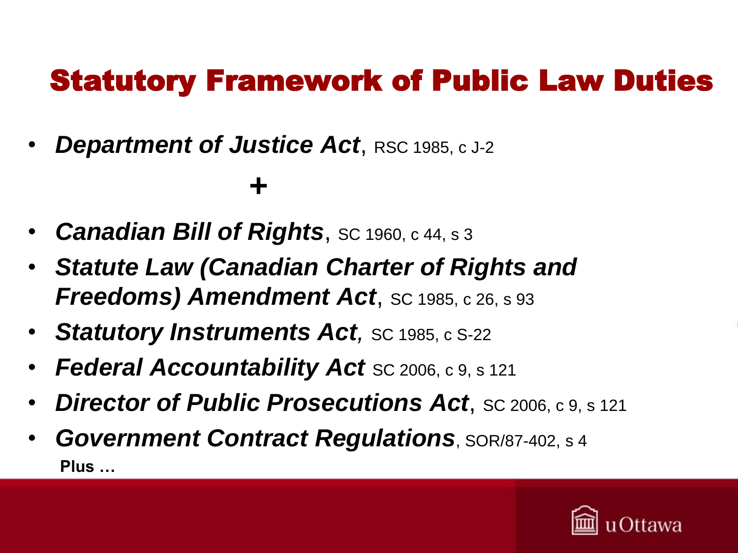# Statutory Framework of Public Law Duties

- ***Department of Justice Act***, RSC 1985, c J-2

**+**

- ***Canadian Bill of Rights***, SC 1960, c 44, s 3
- ***Statute Law (Canadian Charter of Rights and Freedoms) Amendment Act***, SC 1985, c 26, s 93
- ***Statutory Instruments Act**,* SC 1985, c S-22
- ***Federal Accountability Act*** SC 2006, c 9, s 121
- ***Director of Public Prosecutions Act***, SC 2006, c 9, s 121
- ***Government Contract Regulations***, SOR/87-402, s 4

**Plus …**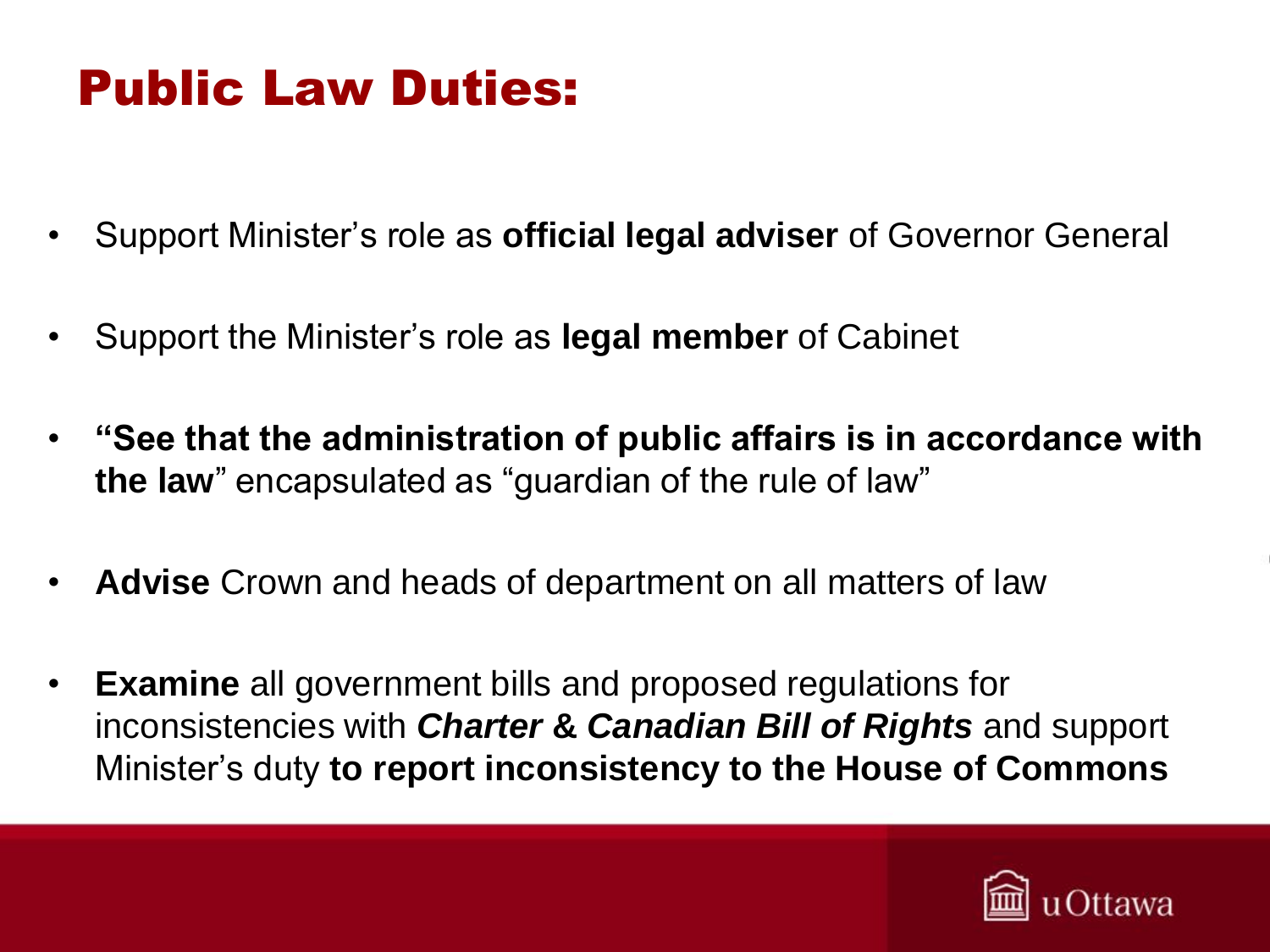# Public Law Duties:

- Support Minister's role as **official legal adviser** of Governor General
- Support the Minister's role as **legal member** of Cabinet
- **"See that the administration of public affairs is in accordance with the law"** encapsulated as "guardian of the rule of law"
- **Advise** Crown and heads of department on all matters of law
- **Examine** all government bills and proposed regulations for inconsistencies with ***Charter & Canadian Bill of Rights*** and support Minister's duty **to report inconsistency to the House of Commons**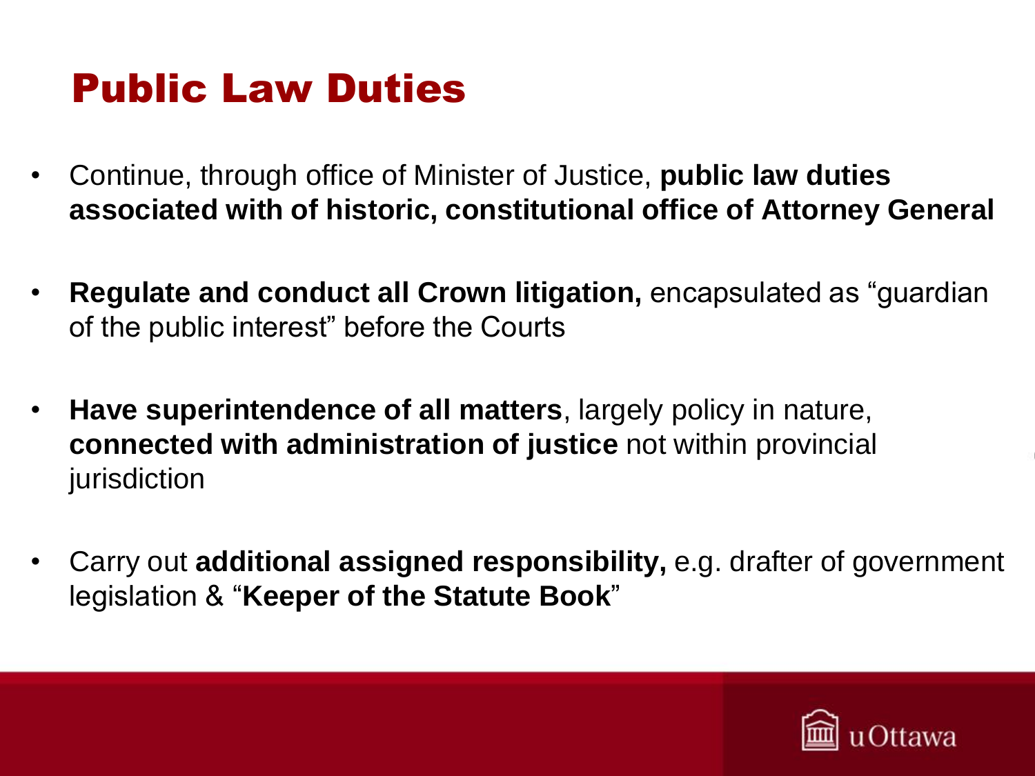# Public Law Duties

- Continue, through office of Minister of Justice, **public law duties associated with of historic, constitutional office of Attorney General**
- **Regulate and conduct all Crown litigation,** encapsulated as "guardian of the public interest" before the Courts
- **Have superintendence of all matters**, largely policy in nature, **connected with administration of justice** not within provincial jurisdiction
- Carry out **additional assigned responsibility,** e.g. drafter of government legislation & "**Keeper of the Statute Book**"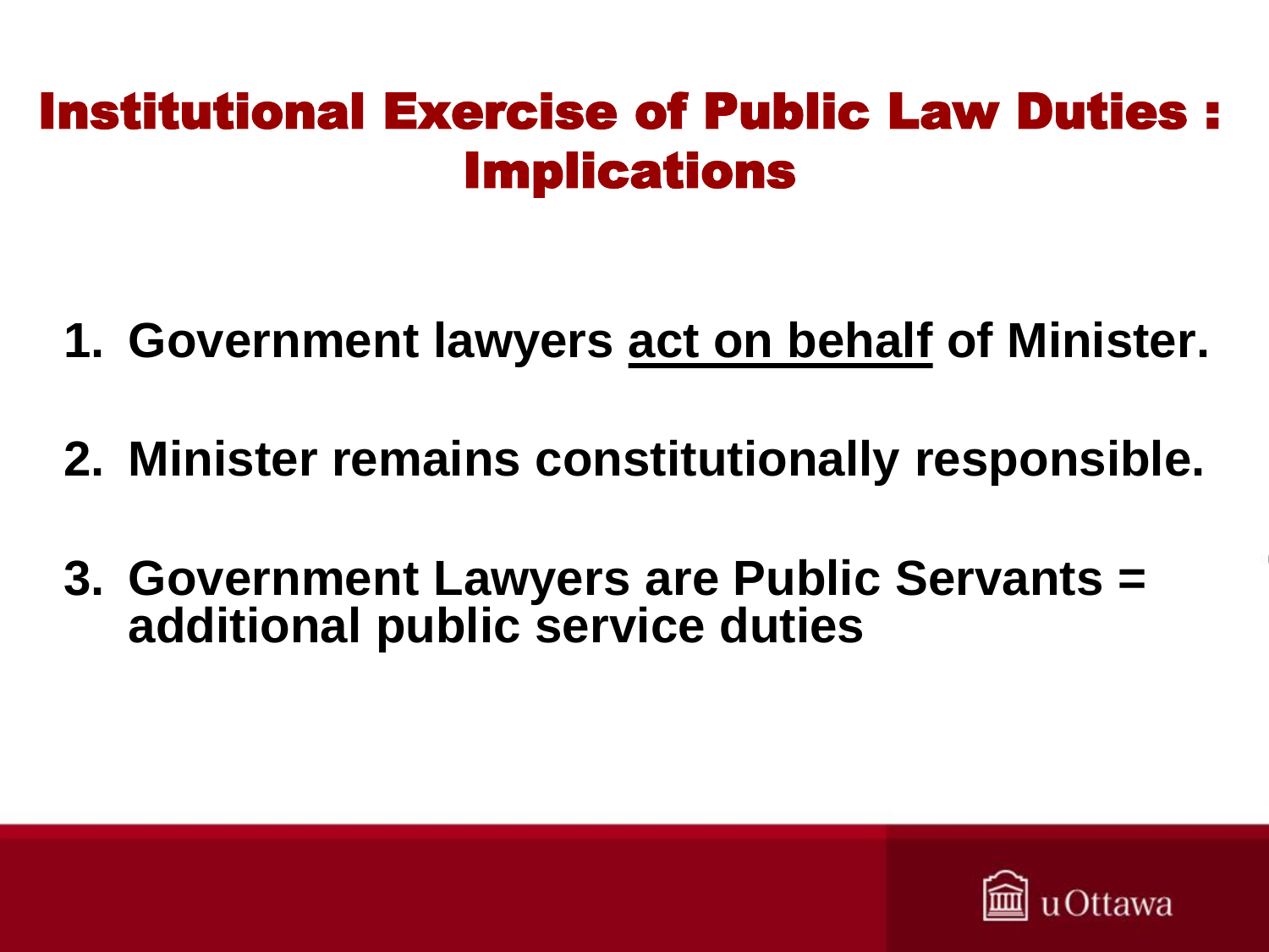# Institutional Exercise of Public Law Duties : Implications

1. **Government lawyers act on behalf of Minister.**

2. **Minister remains constitutionally responsible.**

3. **Government Lawyers are Public Servants = additional public service duties**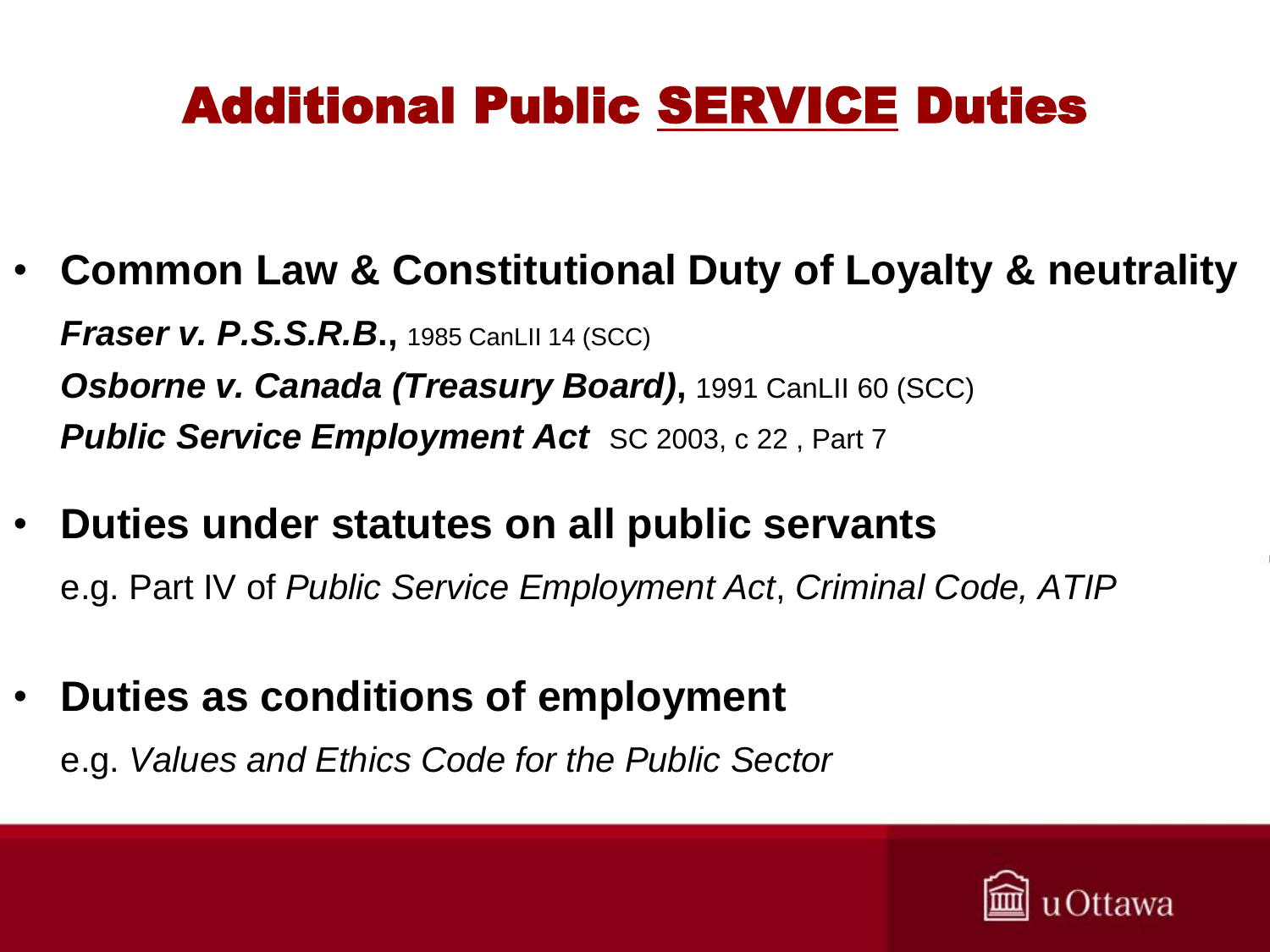# Additional Public SERVICE Duties

- **Common Law & Constitutional Duty of Loyalty & neutrality**

  ***Fraser v. P.S.S.R.B*., **1985 CanLII 14 (SCC)

  ***Osborne v. Canada (Treasury Board)*,** 1991 CanLII 60 (SCC)

  ***Public Service Employment Act*** SC 2003, c 22 , Part 7

- **Duties under statutes on all public servants**

  e.g. Part IV of *Public Service Employment Act*, *Criminal Code, ATIP*

- **Duties as conditions of employment**

  e.g. *Values and Ethics Code for the Public Sector*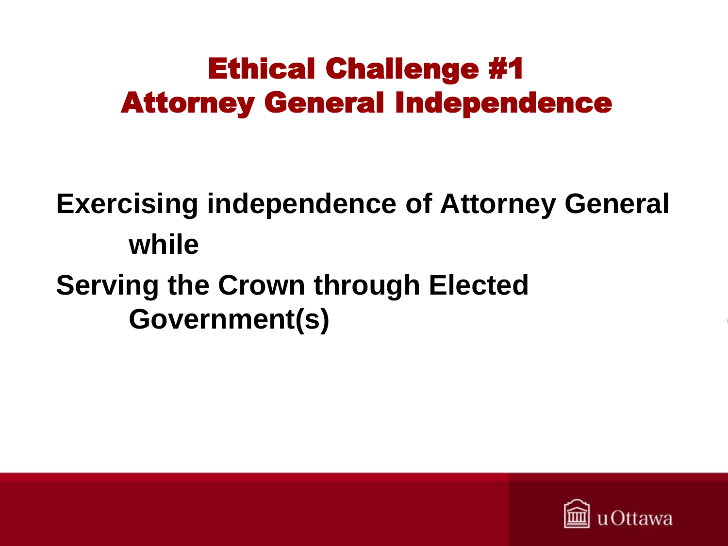# Ethical Challenge #1
# Attorney General Independence

**Exercising independence of Attorney General**

**while**

**Serving the Crown through Elected Government(s)**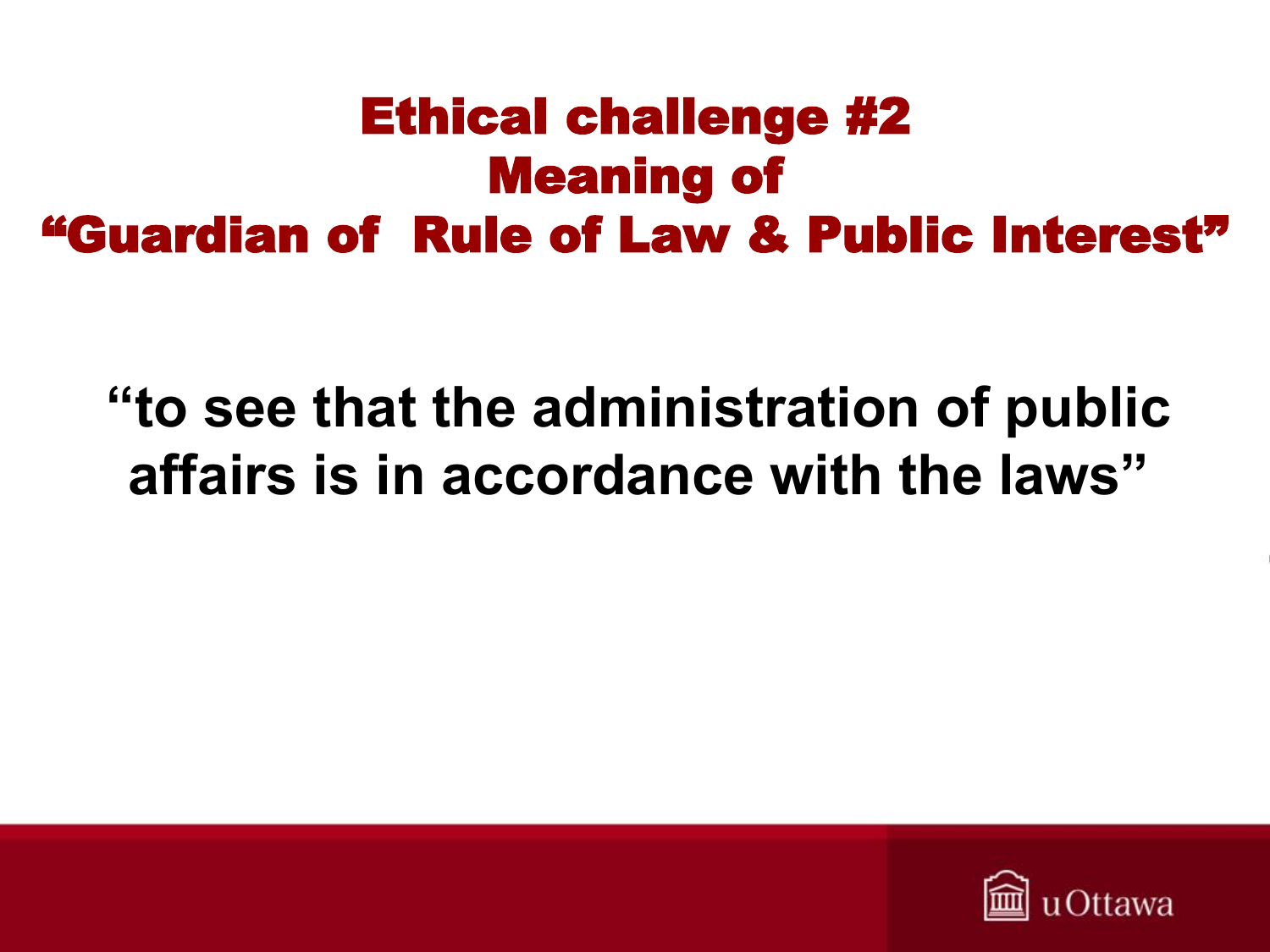# Ethical challenge #2
# Meaning of
# "Guardian of Rule of Law & Public Interest"

**"to see that the administration of public affairs is in accordance with the laws"**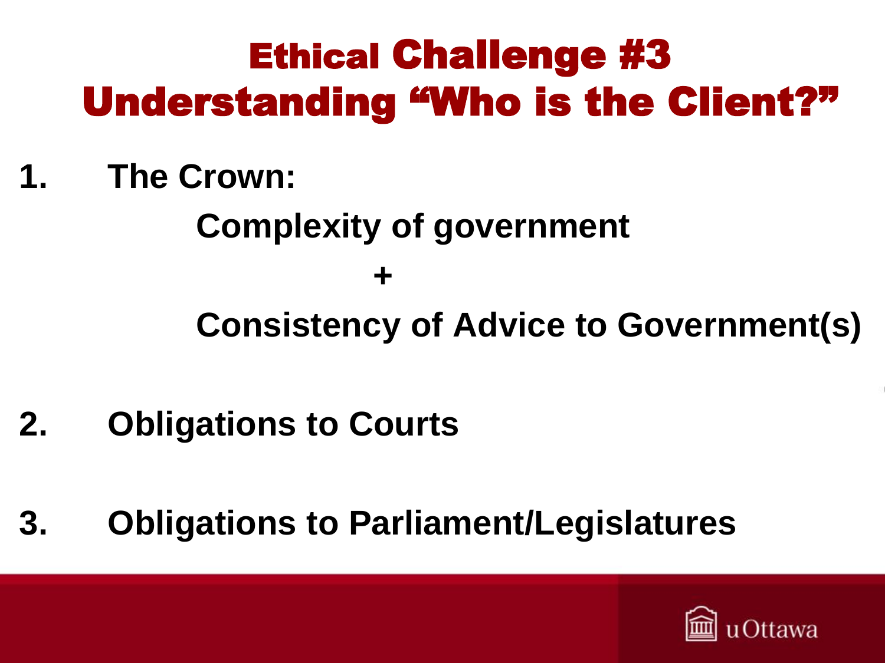# Ethical Challenge #3
# Understanding "Who is the Client?"

1. **The Crown:**

   **Complexity of government**

   **+**

   **Consistency of Advice to Government(s)**

2. **Obligations to Courts**

3. **Obligations to Parliament/Legislatures**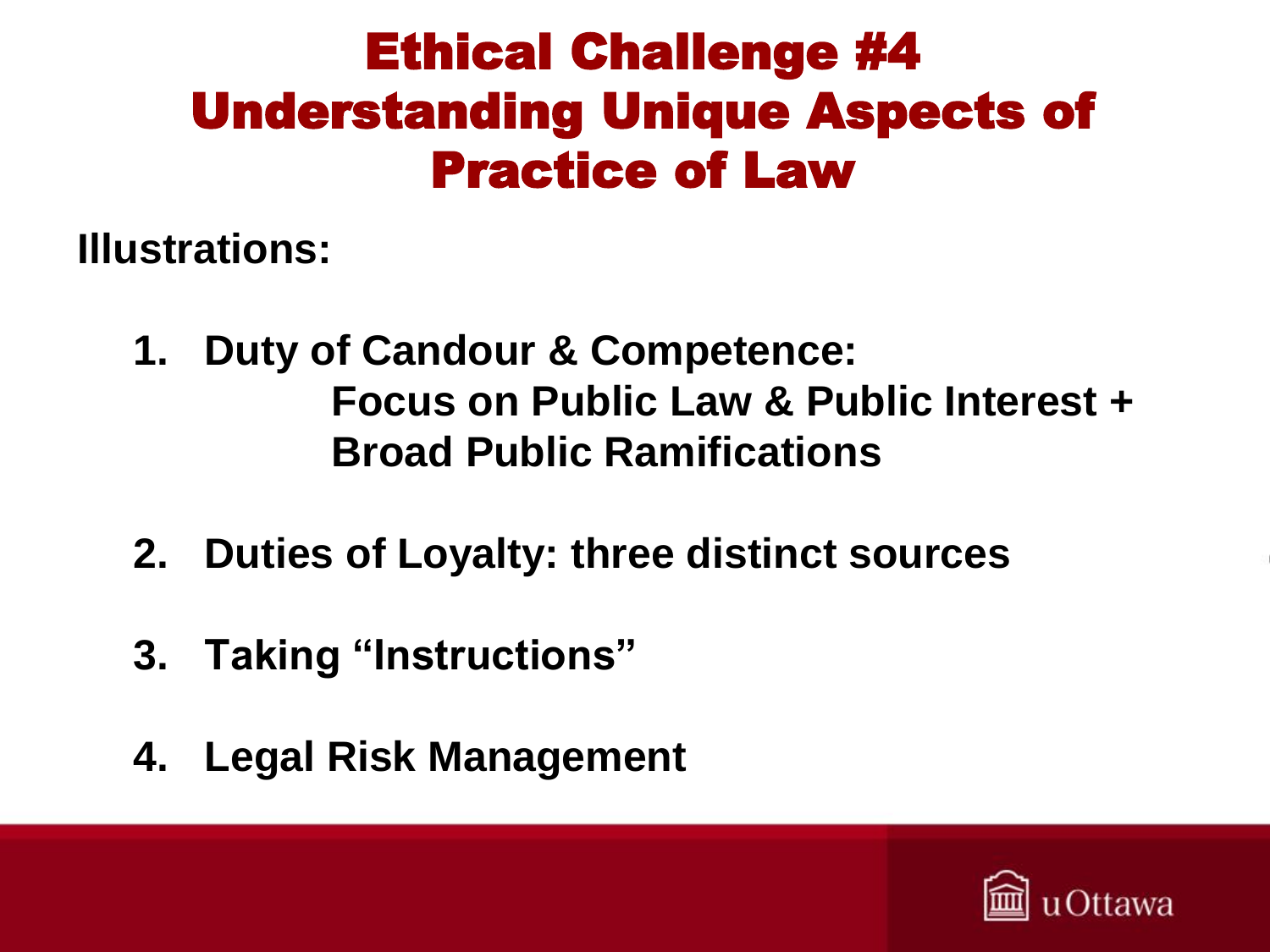# Ethical Challenge #4 Understanding Unique Aspects of Practice of Law

**Illustrations:**

1. **Duty of Candour & Competence: Focus on Public Law & Public Interest + Broad Public Ramifications**

2. **Duties of Loyalty: three distinct sources**

3. **Taking "Instructions"**

4. **Legal Risk Management**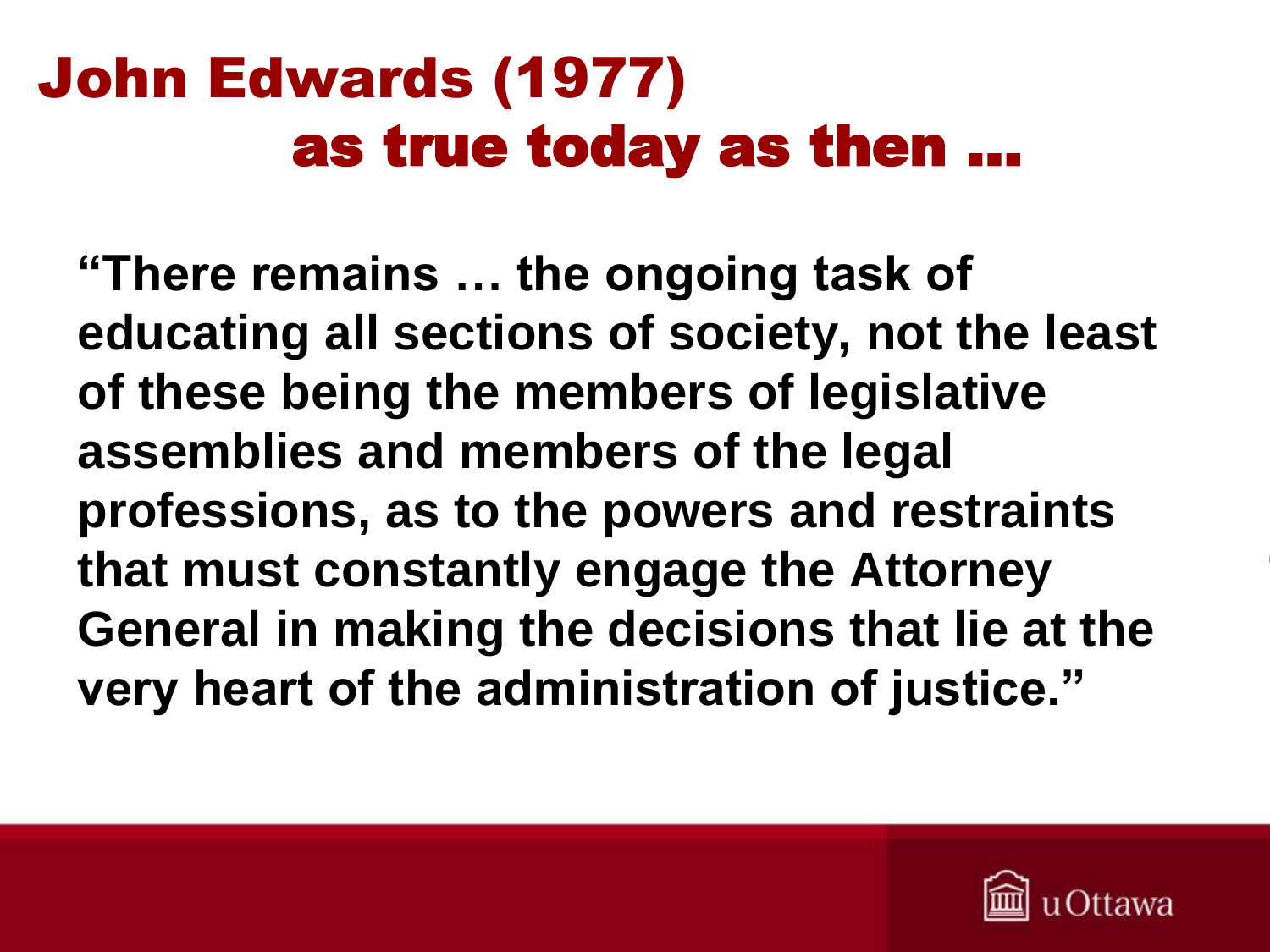# John Edwards (1977)

## as true today as then …

**“There remains … the ongoing task of educating all sections of society, not the least of these being the members of legislative assemblies and members of the legal professions, as to the powers and restraints that must constantly engage the Attorney General in making the decisions that lie at the very heart of the administration of justice.”**